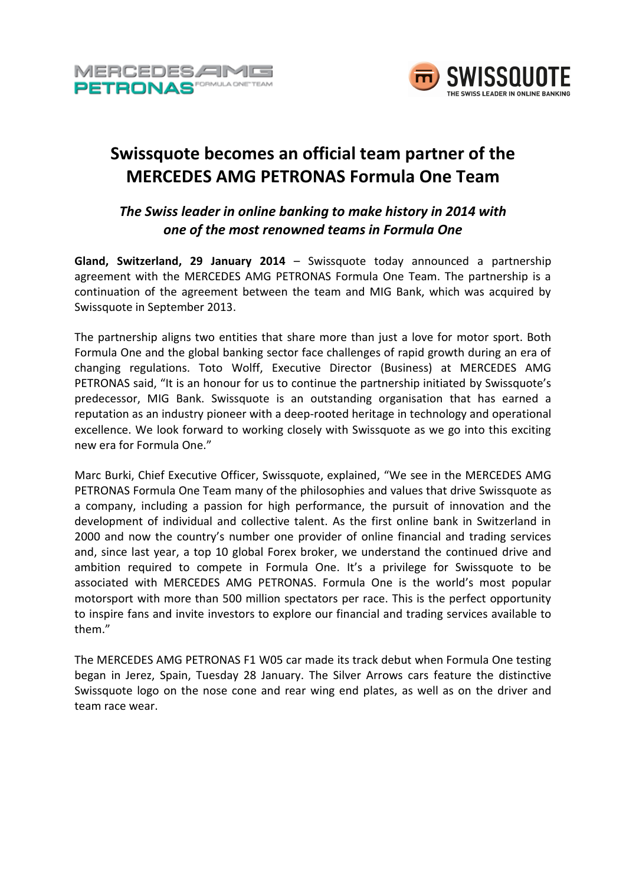# Swissquote becomes an official team partner of the MERCEDES AMG PETRONAS Formula One Team

## *The Swiss leader in online banking to make history in 2014 with one of the most renowned teams in Formula One*

**Gland, Switzerland, 29 January 2014** – Swissquote today announced a partnership agreement with the MERCEDES AMG PETRONAS Formula One Team. The partnership is a continuation of the agreement between the team and MIG Bank, which was acquired by Swissquote in September 2013.

The partnership aligns two entities that share more than just a love for motor sport. Both Formula One and the global banking sector face challenges of rapid growth during an era of changing regulations. Toto Wolff, Executive Director (Business) at MERCEDES AMG PETRONAS said, "It is an honour for us to continue the partnership initiated by Swissquote's predecessor, MIG Bank. Swissquote is an outstanding organisation that has earned a reputation as an industry pioneer with a deep-rooted heritage in technology and operational excellence. We look forward to working closely with Swissquote as we go into this exciting new era for Formula One."

Marc Burki, Chief Executive Officer, Swissquote, explained, "We see in the MERCEDES AMG PETRONAS Formula One Team many of the philosophies and values that drive Swissquote as a company, including a passion for high performance, the pursuit of innovation and the development of individual and collective talent. As the first online bank in Switzerland in 2000 and now the country's number one provider of online financial and trading services and, since last year, a top 10 global Forex broker, we understand the continued drive and ambition required to compete in Formula One. It's a privilege for Swissquote to be associated with MERCEDES AMG PETRONAS. Formula One is the world's most popular motorsport with more than 500 million spectators per race. This is the perfect opportunity to inspire fans and invite investors to explore our financial and trading services available to them."

The MERCEDES AMG PETRONAS F1 W05 car made its track debut when Formula One testing began in Jerez, Spain, Tuesday 28 January. The Silver Arrows cars feature the distinctive Swissquote logo on the nose cone and rear wing end plates, as well as on the driver and team race wear.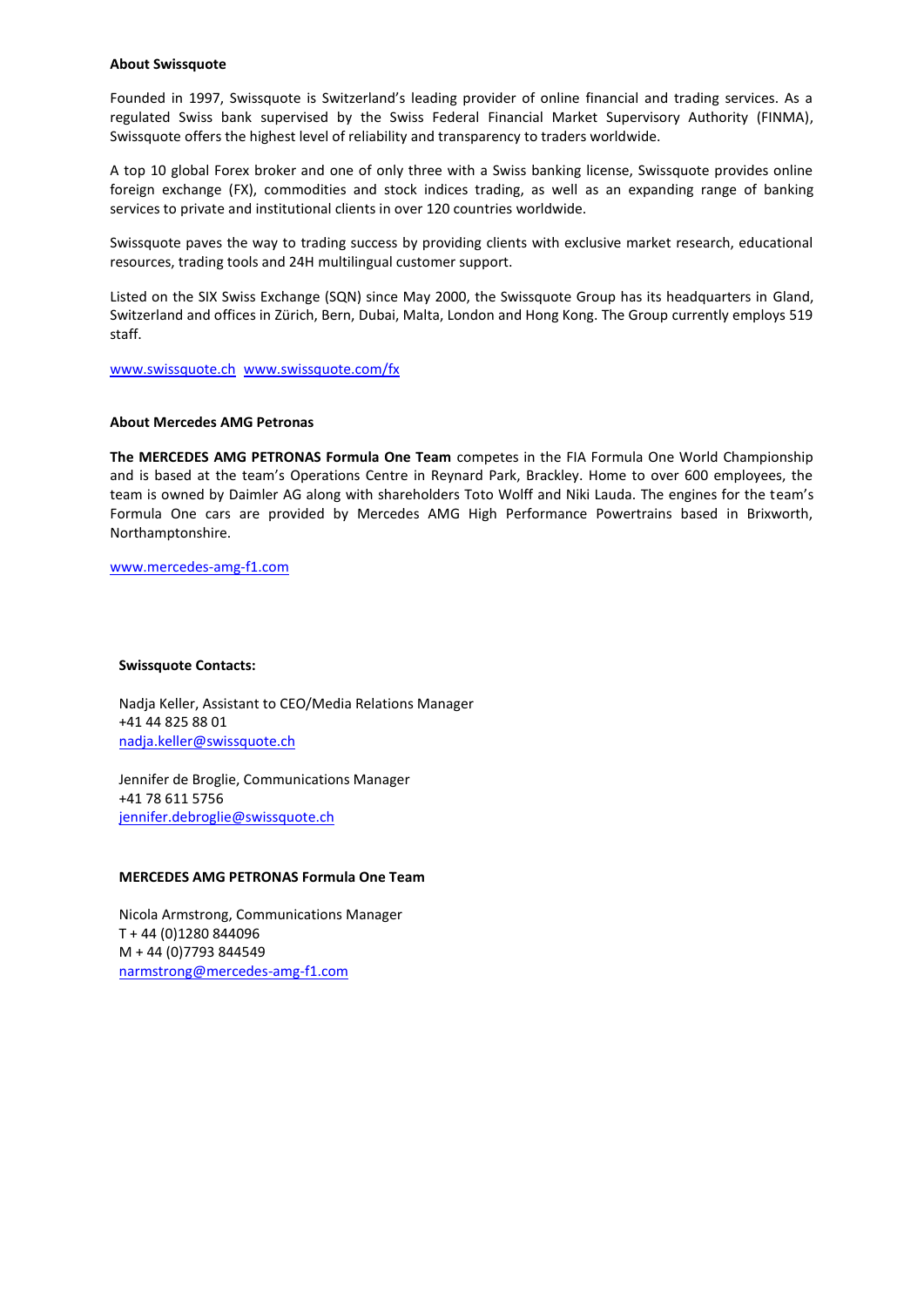**About Swissquote**

Founded in 1997, Swissquote is Switzerland's leading provider of online financial and trading services. As a regulated Swiss bank supervised by the Swiss Federal Financial Market Supervisory Authority (FINMA), Swissquote offers the highest level of reliability and transparency to traders worldwide.

A top 10 global Forex broker and one of only three with a Swiss banking license, Swissquote provides online foreign exchange (FX), commodities and stock indices trading, as well as an expanding range of banking services to private and institutional clients in over 120 countries worldwide.

Swissquote paves the way to trading success by providing clients with exclusive market research, educational resources, trading tools and 24H multilingual customer support.

Listed on the SIX Swiss Exchange (SQN) since May 2000, the Swissquote Group has its headquarters in Gland, Switzerland and offices in Zürich, Bern, Dubai, Malta, London and Hong Kong. The Group currently employs 519 staff.

www.swissquote.ch www.swissquote.com/fx

**About Mercedes AMG Petronas**

**The MERCEDES AMG PETRONAS Formula One Team** competes in the FIA Formula One World Championship and is based at the team's Operations Centre in Reynard Park, Brackley. Home to over 600 employees, the team is owned by Daimler AG along with shareholders Toto Wolff and Niki Lauda. The engines for the team's Formula One cars are provided by Mercedes AMG High Performance Powertrains based in Brixworth, Northamptonshire.

www.mercedes-amg-f1.com

**Swissquote Contacts:**

Nadja Keller, Assistant to CEO/Media Relations Manager
+41 44 825 88 01
nadja.keller@swissquote.ch

Jennifer de Broglie, Communications Manager
+41 78 611 5756
jennifer.debroglie@swissquote.ch

**MERCEDES AMG PETRONAS Formula One Team**

Nicola Armstrong, Communications Manager
T + 44 (0)1280 844096
M + 44 (0)7793 844549
narmstrong@mercedes-amg-f1.com